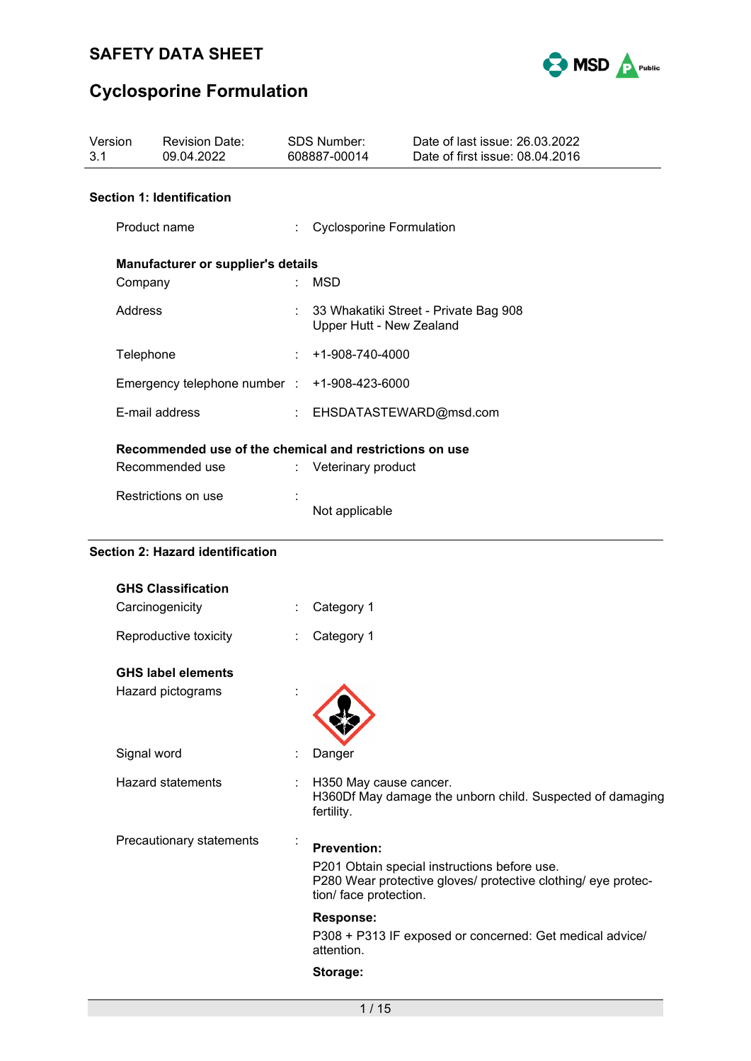# SAFETY DATA SHEET

# Cyclosporine Formulation

| Version | Revision Date: | SDS Number: | Date of last issue: 26.03.2022 |
|---|---|---|---|
| 3.1 | 09.04.2022 | 608887-00014 | Date of first issue: 08.04.2016 |

## Section 1: Identification

Product name : Cyclosporine Formulation

**Manufacturer or supplier's details**

Company : MSD

Address : 33 Whakatiki Street - Private Bag 908
Upper Hutt - New Zealand

Telephone : +1-908-740-4000

Emergency telephone number : +1-908-423-6000

E-mail address : EHSDATASTEWARD@msd.com

**Recommended use of the chemical and restrictions on use**

Recommended use : Veterinary product

Restrictions on use : Not applicable

## Section 2: Hazard identification

**GHS Classification**

Carcinogenicity : Category 1

Reproductive toxicity : Category 1

**GHS label elements**

Hazard pictograms :

Signal word : Danger

Hazard statements : H350 May cause cancer.
H360Df May damage the unborn child. Suspected of damaging fertility.

Precautionary statements :

**Prevention:**

P201 Obtain special instructions before use.
P280 Wear protective gloves/ protective clothing/ eye protection/ face protection.

**Response:**

P308 + P313 IF exposed or concerned: Get medical advice/ attention.

**Storage:**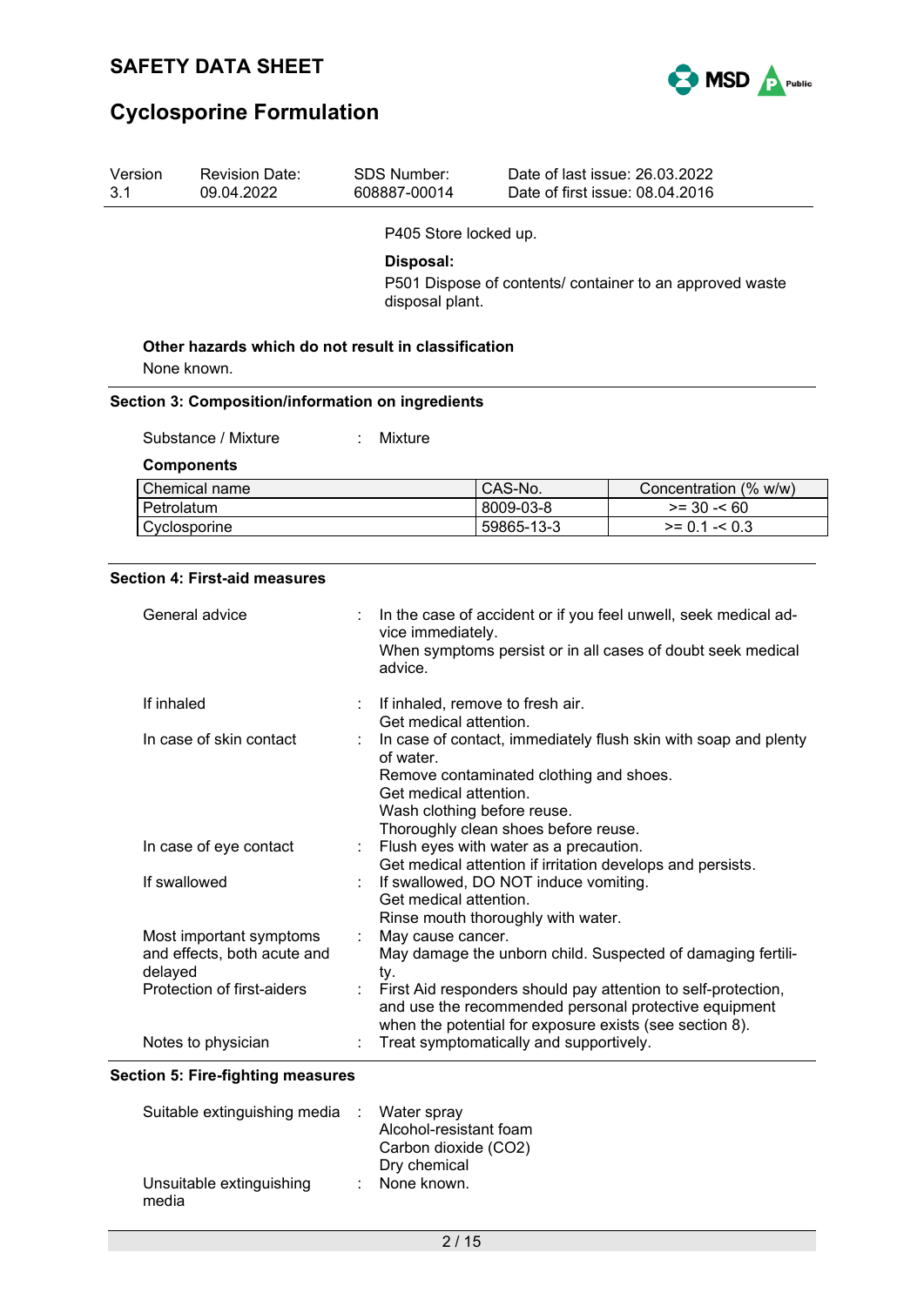P405 Store locked up.

**Disposal:**

P501 Dispose of contents/ container to an approved waste disposal plant.

**Other hazards which do not result in classification**

None known.

## Section 3: Composition/information on ingredients

Substance / Mixture : Mixture

**Components**

| Chemical name | CAS-No. | Concentration (% w/w) |
|---|---|---|
| Petrolatum | 8009-03-8 | >= 30 -< 60 |
| Cyclosporine | 59865-13-3 | >= 0.1 -< 0.3 |

## Section 4: First-aid measures

General advice : In the case of accident or if you feel unwell, seek medical advice immediately.
When symptoms persist or in all cases of doubt seek medical advice.

If inhaled : If inhaled, remove to fresh air.
Get medical attention.

In case of skin contact : In case of contact, immediately flush skin with soap and plenty of water.
Remove contaminated clothing and shoes.
Get medical attention.
Wash clothing before reuse.
Thoroughly clean shoes before reuse.

In case of eye contact : Flush eyes with water as a precaution.
Get medical attention if irritation develops and persists.

If swallowed : If swallowed, DO NOT induce vomiting.
Get medical attention.
Rinse mouth thoroughly with water.

Most important symptoms and effects, both acute and delayed : May cause cancer.
May damage the unborn child. Suspected of damaging fertility.

Protection of first-aiders : First Aid responders should pay attention to self-protection, and use the recommended personal protective equipment when the potential for exposure exists (see section 8).

Notes to physician : Treat symptomatically and supportively.

## Section 5: Fire-fighting measures

Suitable extinguishing media : Water spray
Alcohol-resistant foam
Carbon dioxide ($CO_2$)
Dry chemical

Unsuitable extinguishing media : None known.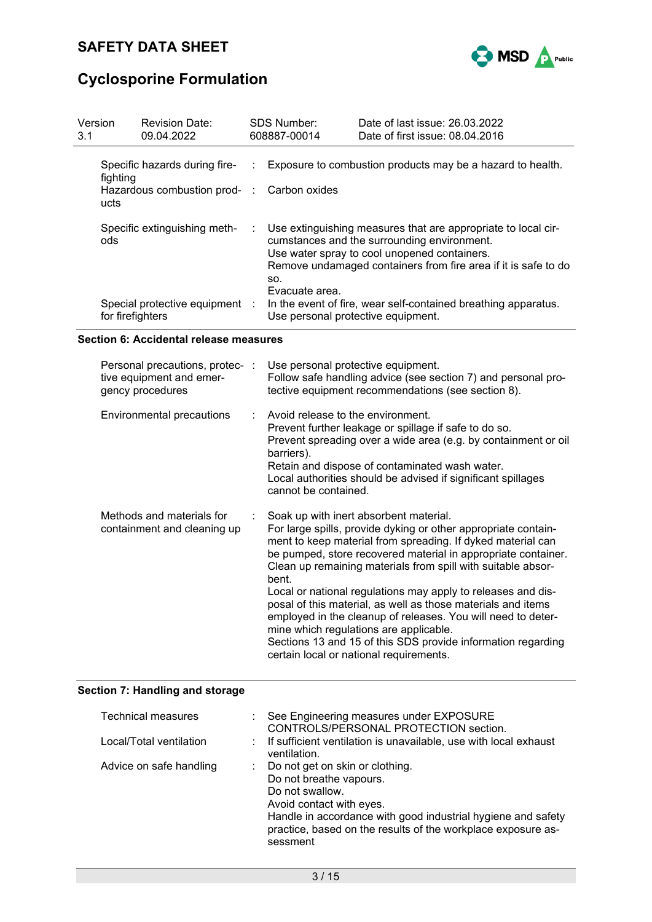| Version 3.1 | Revision Date: 09.04.2022 | SDS Number: 608887-00014 | Date of last issue: 26.03.2022 Date of first issue: 08.04.2016 |
|---|---|---|---|

| | | |
|---|---|---|
| Specific hazards during fire-fighting | : | Exposure to combustion products may be a hazard to health. |
| Hazardous combustion products | : | Carbon oxides |
| Specific extinguishing methods | : | Use extinguishing measures that are appropriate to local circumstances and the surrounding environment.<br>Use water spray to cool unopened containers.<br>Remove undamaged containers from fire area if it is safe to do so.<br>Evacuate area. |
| Special protective equipment for firefighters | : | In the event of fire, wear self-contained breathing apparatus.<br>Use personal protective equipment. |

## Section 6: Accidental release measures

| | | |
|---|---|---|
| Personal precautions, protective equipment and emergency procedures | : | Use personal protective equipment.<br>Follow safe handling advice (see section 7) and personal protective equipment recommendations (see section 8). |
| Environmental precautions | : | Avoid release to the environment.<br>Prevent further leakage or spillage if safe to do so.<br>Prevent spreading over a wide area (e.g. by containment or oil barriers).<br>Retain and dispose of contaminated wash water.<br>Local authorities should be advised if significant spillages cannot be contained. |
| Methods and materials for containment and cleaning up | : | Soak up with inert absorbent material.<br>For large spills, provide dyking or other appropriate containment to keep material from spreading. If dyked material can be pumped, store recovered material in appropriate container.<br>Clean up remaining materials from spill with suitable absorbent.<br>Local or national regulations may apply to releases and disposal of this material, as well as those materials and items employed in the cleanup of releases. You will need to determine which regulations are applicable.<br>Sections 13 and 15 of this SDS provide information regarding certain local or national requirements. |

## Section 7: Handling and storage

| | | |
|---|---|---|
| Technical measures | : | See Engineering measures under EXPOSURE CONTROLS/PERSONAL PROTECTION section. |
| Local/Total ventilation | : | If sufficient ventilation is unavailable, use with local exhaust ventilation. |
| Advice on safe handling | : | Do not get on skin or clothing.<br>Do not breathe vapours.<br>Do not swallow.<br>Avoid contact with eyes.<br>Handle in accordance with good industrial hygiene and safety practice, based on the results of the workplace exposure assessment |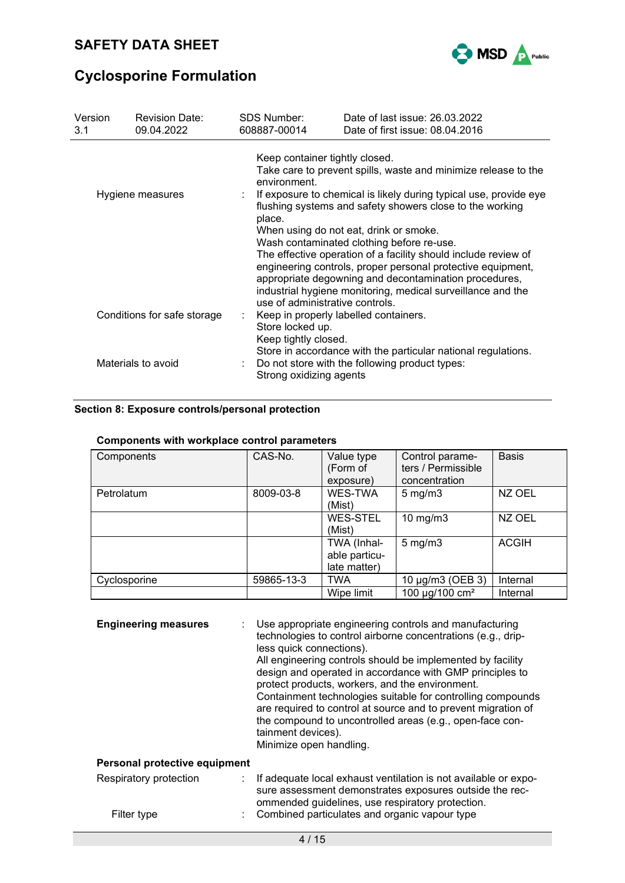Keep container tightly closed.
Take care to prevent spills, waste and minimize release to the environment.

Hygiene measures : If exposure to chemical is likely during typical use, provide eye flushing systems and safety showers close to the working place.
When using do not eat, drink or smoke.
Wash contaminated clothing before re-use.
The effective operation of a facility should include review of engineering controls, proper personal protective equipment, appropriate degowning and decontamination procedures, industrial hygiene monitoring, medical surveillance and the use of administrative controls.

Conditions for safe storage : Keep in properly labelled containers.
Store locked up.
Keep tightly closed.
Store in accordance with the particular national regulations.

Materials to avoid : Do not store with the following product types:
Strong oxidizing agents

## Section 8: Exposure controls/personal protection

### Components with workplace control parameters

| Components | CAS-No. | Value type (Form of exposure) | Control parameters / Permissible concentration | Basis |
|---|---|---|---|---|
| Petrolatum | 8009-03-8 | WES-TWA (Mist) | 5 mg/m3 | NZ OEL |
| | | WES-STEL (Mist) | 10 mg/m3 | NZ OEL |
| | | TWA (Inhalable particulate matter) | 5 mg/m3 | ACGIH |
| Cyclosporine | 59865-13-3 | TWA | 10 µg/m3 (OEB 3) | Internal |
| | | Wipe limit | 100 µg/100 cm² | Internal |

**Engineering measures** : Use appropriate engineering controls and manufacturing technologies to control airborne concentrations (e.g., dripless quick connections).
All engineering controls should be implemented by facility design and operated in accordance with GMP principles to protect products, workers, and the environment.
Containment technologies suitable for controlling compounds are required to control at source and to prevent migration of the compound to uncontrolled areas (e.g., open-face containment devices).
Minimize open handling.

**Personal protective equipment**

Respiratory protection : If adequate local exhaust ventilation is not available or exposure assessment demonstrates exposures outside the recommended guidelines, use respiratory protection.

Filter type : Combined particulates and organic vapour type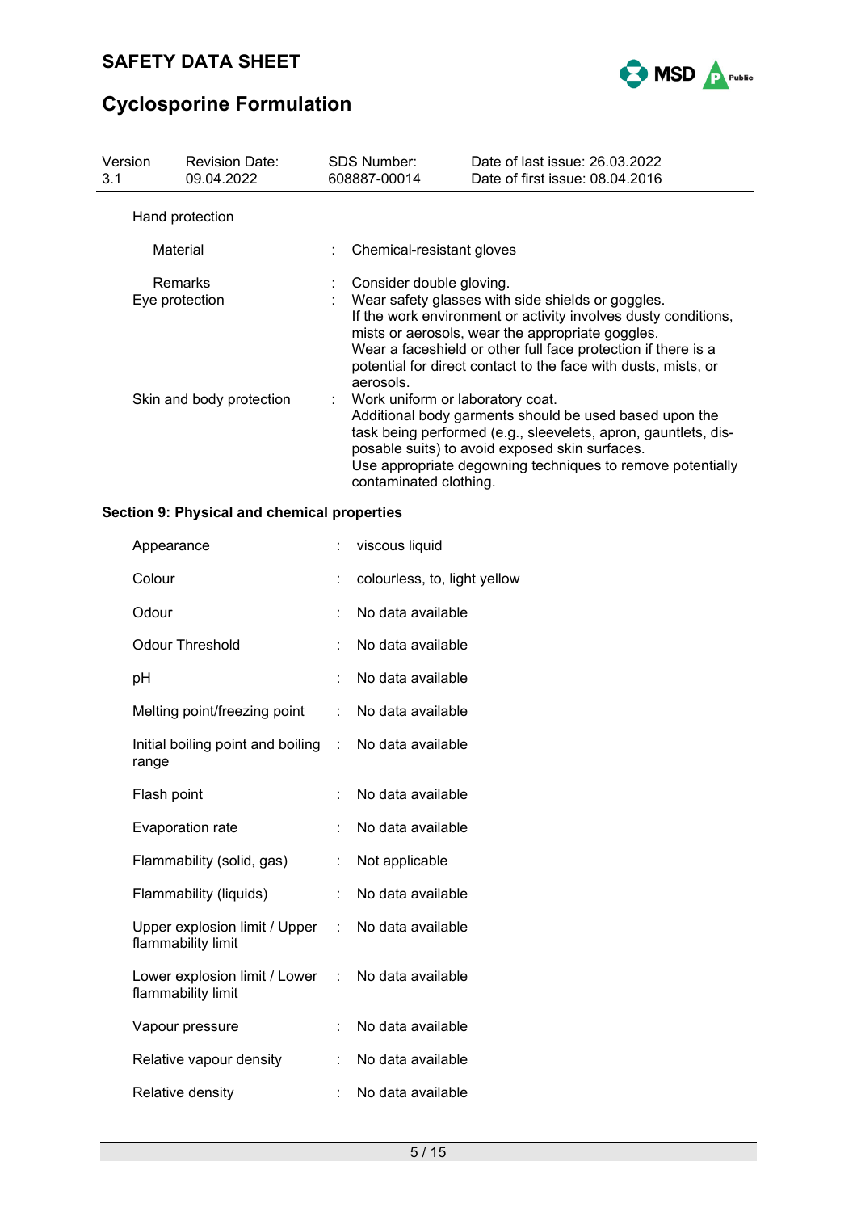Hand protection

| | | |
|---|---|---|
| Material | : | Chemical-resistant gloves |
| Remarks | : | Consider double gloving. |
| Eye protection | : | Wear safety glasses with side shields or goggles. If the work environment or activity involves dusty conditions, mists or aerosols, wear the appropriate goggles. Wear a faceshield or other full face protection if there is a potential for direct contact to the face with dusts, mists, or aerosols. |
| Skin and body protection | : | Work uniform or laboratory coat. Additional body garments should be used based upon the task being performed (e.g., sleevelets, apron, gauntlets, disposable suits) to avoid exposed skin surfaces. Use appropriate degowning techniques to remove potentially contaminated clothing. |

## Section 9: Physical and chemical properties

| | | |
|---|---|---|
| Appearance | : | viscous liquid |
| Colour | : | colourless, to, light yellow |
| Odour | : | No data available |
| Odour Threshold | : | No data available |
| pH | : | No data available |
| Melting point/freezing point | : | No data available |
| Initial boiling point and boiling range | : | No data available |
| Flash point | : | No data available |
| Evaporation rate | : | No data available |
| Flammability (solid, gas) | : | Not applicable |
| Flammability (liquids) | : | No data available |
| Upper explosion limit / Upper flammability limit | : | No data available |
| Lower explosion limit / Lower flammability limit | : | No data available |
| Vapour pressure | : | No data available |
| Relative vapour density | : | No data available |
| Relative density | : | No data available |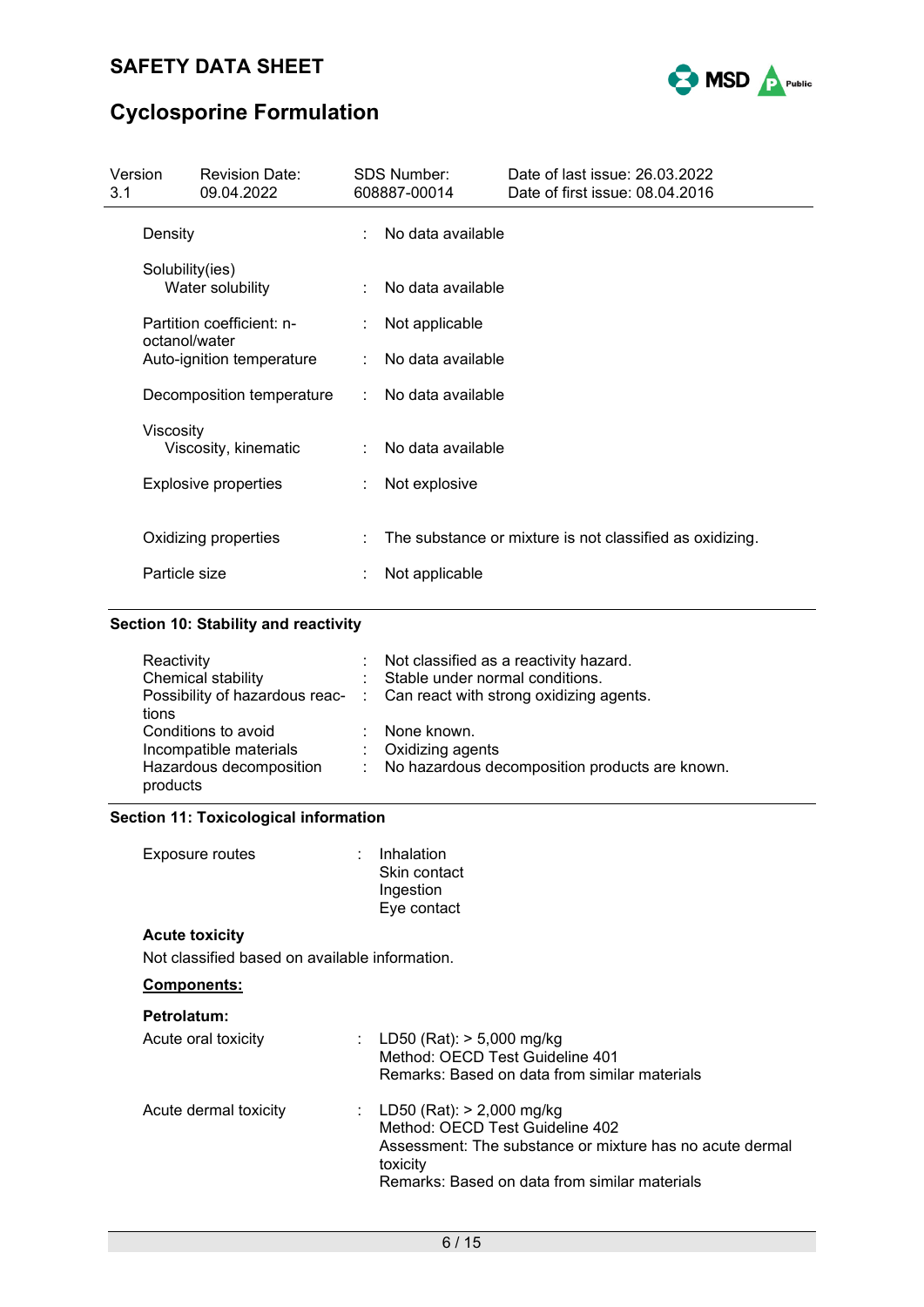| | | |
|---|---|---|
| Density | : | No data available |
| Solubility(ies)<br>Water solubility | : | No data available |
| Partition coefficient: n-octanol/water | : | Not applicable |
| Auto-ignition temperature | : | No data available |
| Decomposition temperature | : | No data available |
| Viscosity<br>Viscosity, kinematic | : | No data available |
| Explosive properties | : | Not explosive |
| Oxidizing properties | : | The substance or mixture is not classified as oxidizing. |
| Particle size | : | Not applicable |

## Section 10: Stability and reactivity

| | | |
|---|---|---|
| Reactivity | : | Not classified as a reactivity hazard. |
| Chemical stability | : | Stable under normal conditions. |
| Possibility of hazardous reactions | : | Can react with strong oxidizing agents. |
| Conditions to avoid | : | None known. |
| Incompatible materials | : | Oxidizing agents |
| Hazardous decomposition products | : | No hazardous decomposition products are known. |

## Section 11: Toxicological information

| | | |
|---|---|---|
| Exposure routes | : | Inhalation<br>Skin contact<br>Ingestion<br>Eye contact |

**Acute toxicity**

Not classified based on available information.

**Components:**

**Petrolatum:**

| | | |
|---|---|---|
| Acute oral toxicity | : | LD50 (Rat): > 5,000 mg/kg<br>Method: OECD Test Guideline 401<br>Remarks: Based on data from similar materials |
| Acute dermal toxicity | : | LD50 (Rat): > 2,000 mg/kg<br>Method: OECD Test Guideline 402<br>Assessment: The substance or mixture has no acute dermal toxicity<br>Remarks: Based on data from similar materials |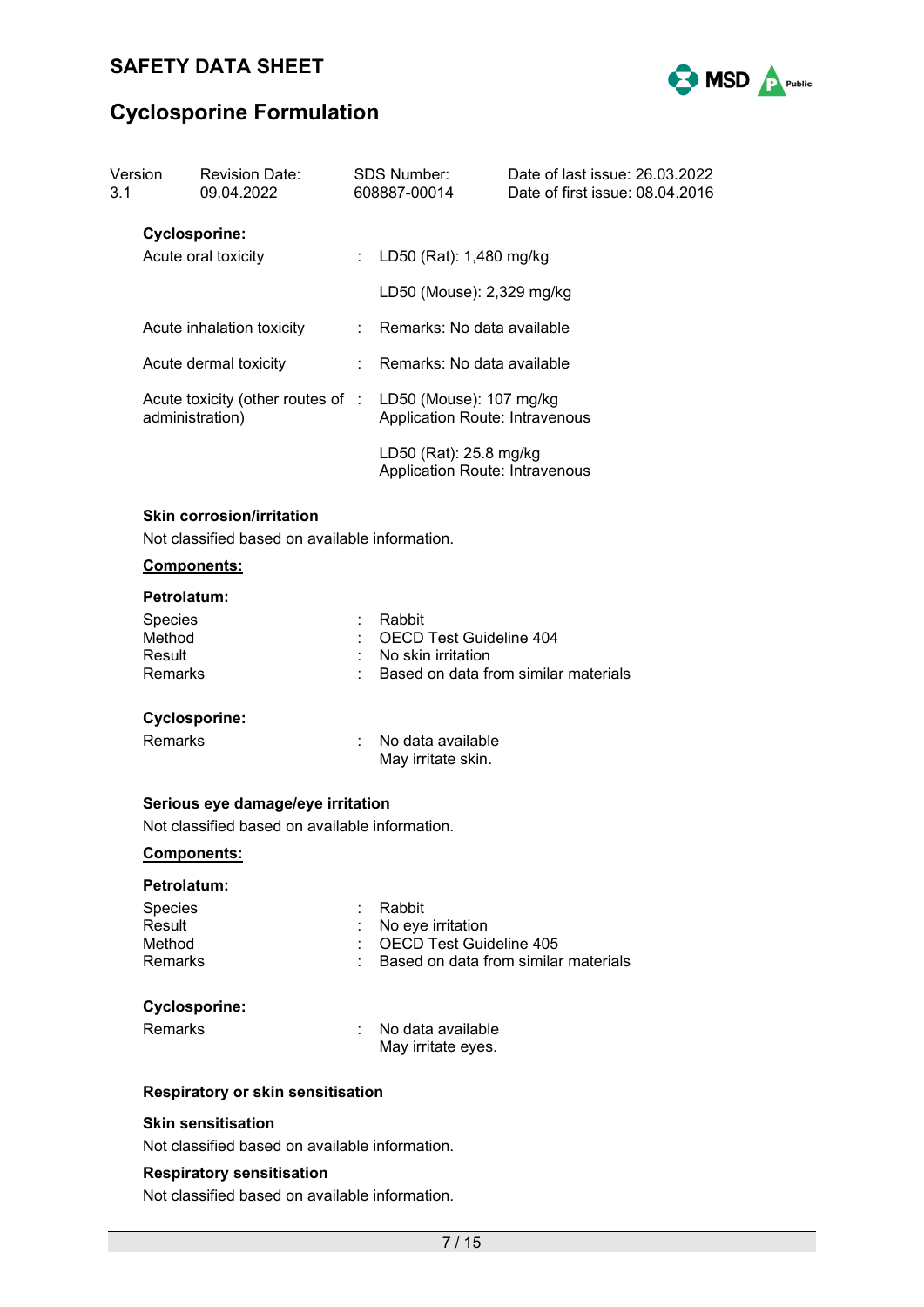**Cyclosporine:**

| | | |
|---|---|---|
| Acute oral toxicity | : | LD50 (Rat): 1,480 mg/kg |
| | | LD50 (Mouse): 2,329 mg/kg |
| Acute inhalation toxicity | : | Remarks: No data available |
| Acute dermal toxicity | : | Remarks: No data available |
| Acute toxicity (other routes of administration) | : | LD50 (Mouse): 107 mg/kg<br>Application Route: Intravenous |
| | | LD50 (Rat): 25.8 mg/kg<br>Application Route: Intravenous |

**Skin corrosion/irritation**

Not classified based on available information.

**Components:**

**Petrolatum:**

| | | |
|---|---|---|
| Species | : | Rabbit |
| Method | : | OECD Test Guideline 404 |
| Result | : | No skin irritation |
| Remarks | : | Based on data from similar materials |

**Cyclosporine:**

| | | |
|---|---|---|
| Remarks | : | No data available<br>May irritate skin. |

**Serious eye damage/eye irritation**

Not classified based on available information.

**Components:**

**Petrolatum:**

| | | |
|---|---|---|
| Species | : | Rabbit |
| Result | : | No eye irritation |
| Method | : | OECD Test Guideline 405 |
| Remarks | : | Based on data from similar materials |

**Cyclosporine:**

| | | |
|---|---|---|
| Remarks | : | No data available<br>May irritate eyes. |

**Respiratory or skin sensitisation**

**Skin sensitisation**

Not classified based on available information.

**Respiratory sensitisation**

Not classified based on available information.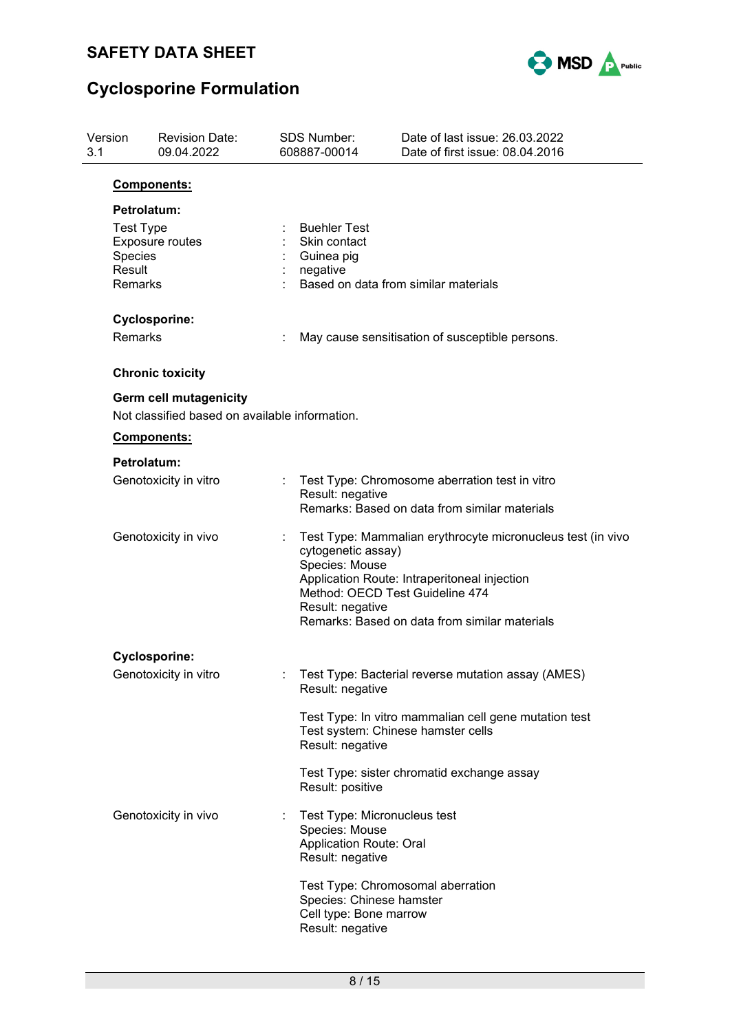**Components:**

**Petrolatum:**

Test Type : Buehler Test
Exposure routes : Skin contact
Species : Guinea pig
Result : negative
Remarks : Based on data from similar materials

**Cyclosporine:**

Remarks : May cause sensitisation of susceptible persons.

**Chronic toxicity**

**Germ cell mutagenicity**

Not classified based on available information.

**Components:**

**Petrolatum:**

Genotoxicity in vitro : Test Type: Chromosome aberration test in vitro
Result: negative
Remarks: Based on data from similar materials

Genotoxicity in vivo : Test Type: Mammalian erythrocyte micronucleus test (in vivo cytogenetic assay)
Species: Mouse
Application Route: Intraperitoneal injection
Method: OECD Test Guideline 474
Result: negative
Remarks: Based on data from similar materials

**Cyclosporine:**

Genotoxicity in vitro : Test Type: Bacterial reverse mutation assay (AMES)
Result: negative

Test Type: In vitro mammalian cell gene mutation test
Test system: Chinese hamster cells
Result: negative

Test Type: sister chromatid exchange assay
Result: positive

Genotoxicity in vivo : Test Type: Micronucleus test
Species: Mouse
Application Route: Oral
Result: negative

Test Type: Chromosomal aberration
Species: Chinese hamster
Cell type: Bone marrow
Result: negative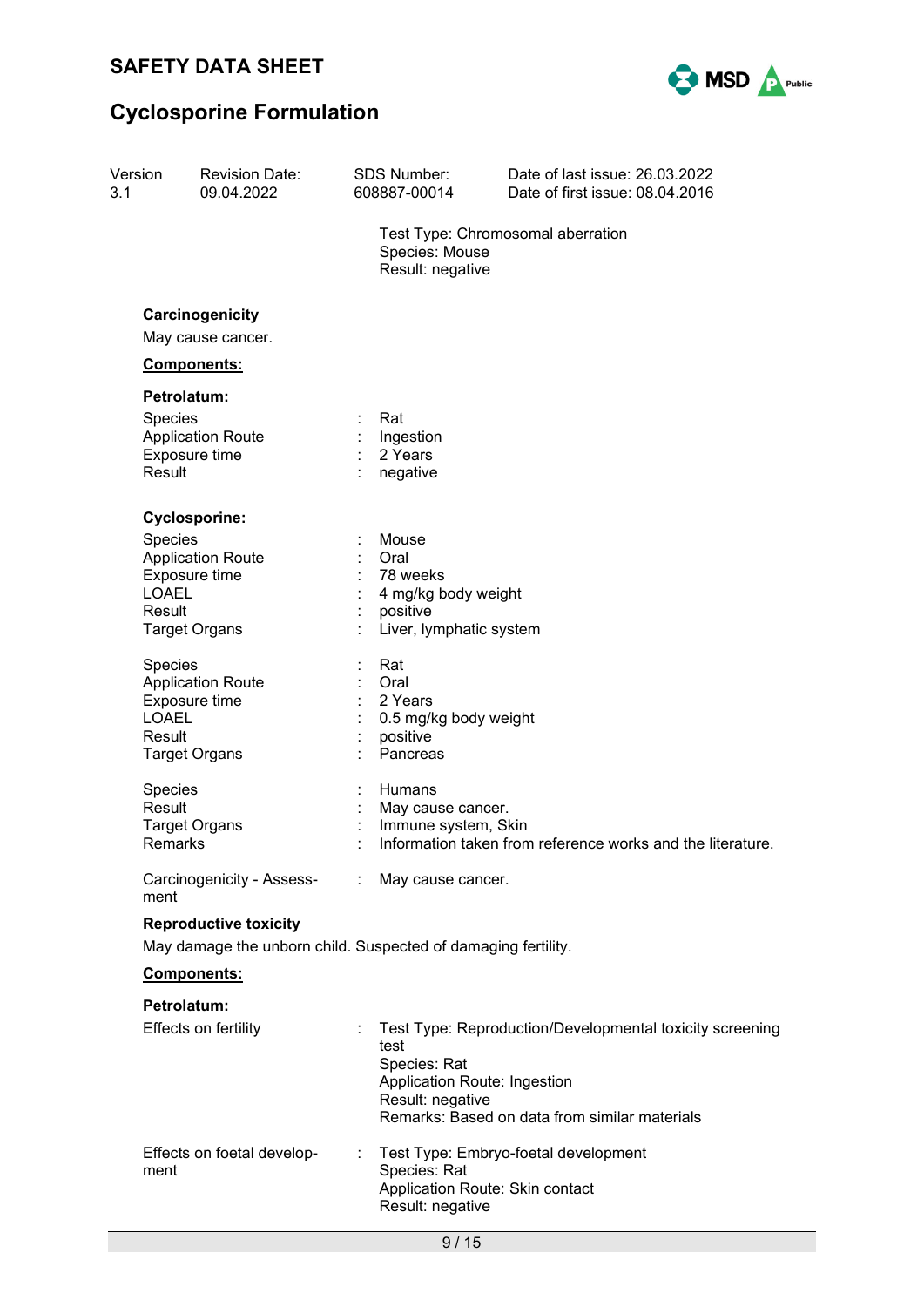Test Type: Chromosomal aberration
Species: Mouse
Result: negative

**Carcinogenicity**

May cause cancer.

**Components:**

**Petrolatum:**

| | | |
|---|---|---|
| Species | : | Rat |
| Application Route | : | Ingestion |
| Exposure time | : | 2 Years |
| Result | : | negative |

**Cyclosporine:**

| | | |
|---|---|---|
| Species | : | Mouse |
| Application Route | : | Oral |
| Exposure time | : | 78 weeks |
| LOAEL | : | 4 mg/kg body weight |
| Result | : | positive |
| Target Organs | : | Liver, lymphatic system |

| | | |
|---|---|---|
| Species | : | Rat |
| Application Route | : | Oral |
| Exposure time | : | 2 Years |
| LOAEL | : | 0.5 mg/kg body weight |
| Result | : | positive |
| Target Organs | : | Pancreas |

| | | |
|---|---|---|
| Species | : | Humans |
| Result | : | May cause cancer. |
| Target Organs | : | Immune system, Skin |
| Remarks | : | Information taken from reference works and the literature. |

| | | |
|---|---|---|
| Carcinogenicity - Assessment | : | May cause cancer. |

**Reproductive toxicity**

May damage the unborn child. Suspected of damaging fertility.

**Components:**

**Petrolatum:**

Effects on fertility : Test Type: Reproduction/Developmental toxicity screening test
Species: Rat
Application Route: Ingestion
Result: negative
Remarks: Based on data from similar materials

Effects on foetal development : Test Type: Embryo-foetal development
Species: Rat
Application Route: Skin contact
Result: negative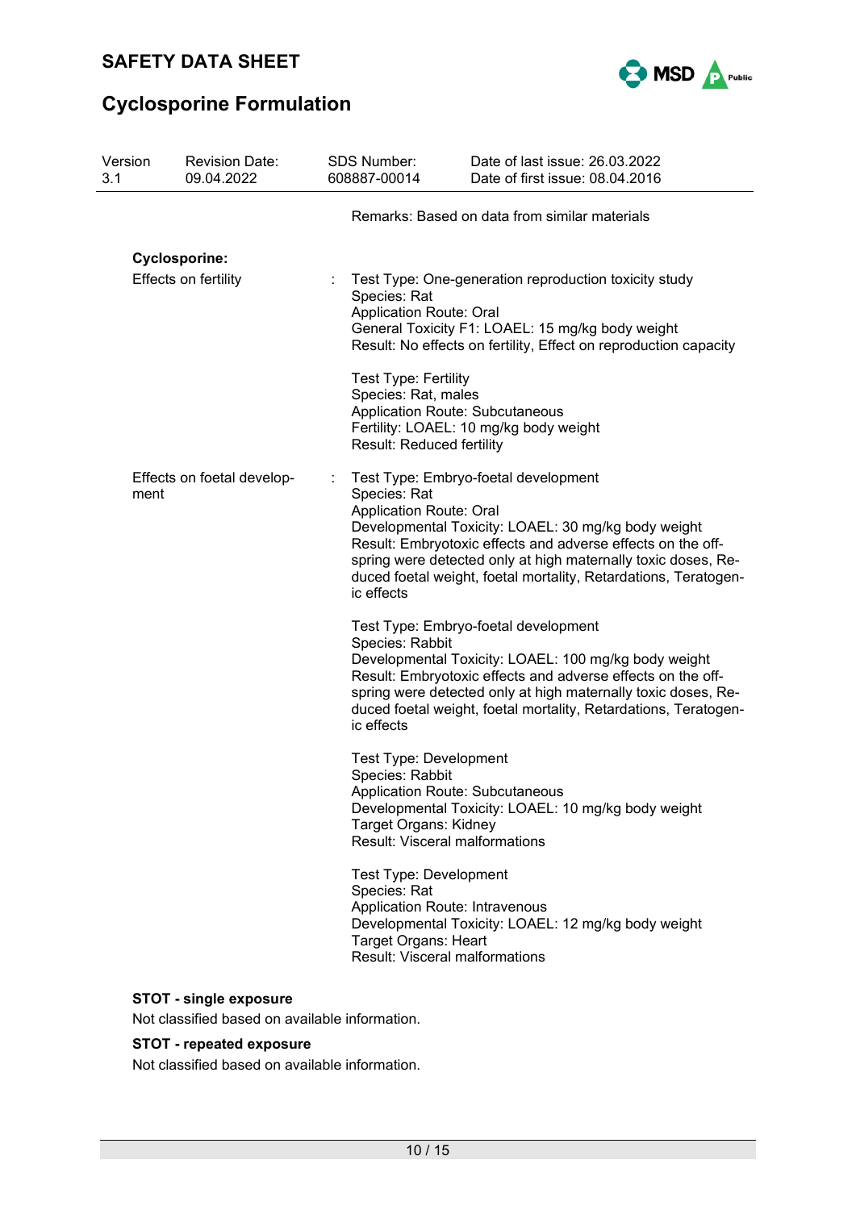Remarks: Based on data from similar materials

**Cyclosporine:**

Effects on fertility : Test Type: One-generation reproduction toxicity study
Species: Rat
Application Route: Oral
General Toxicity F1: LOAEL: 15 mg/kg body weight
Result: No effects on fertility, Effect on reproduction capacity

Test Type: Fertility
Species: Rat, males
Application Route: Subcutaneous
Fertility: LOAEL: 10 mg/kg body weight
Result: Reduced fertility

Effects on foetal development : Test Type: Embryo-foetal development
Species: Rat
Application Route: Oral
Developmental Toxicity: LOAEL: 30 mg/kg body weight
Result: Embryotoxic effects and adverse effects on the offspring were detected only at high maternally toxic doses, Reduced foetal weight, foetal mortality, Retardations, Teratogenic effects

Test Type: Embryo-foetal development
Species: Rabbit
Developmental Toxicity: LOAEL: 100 mg/kg body weight
Result: Embryotoxic effects and adverse effects on the offspring were detected only at high maternally toxic doses, Reduced foetal weight, foetal mortality, Retardations, Teratogenic effects

Test Type: Development
Species: Rabbit
Application Route: Subcutaneous
Developmental Toxicity: LOAEL: 10 mg/kg body weight
Target Organs: Kidney
Result: Visceral malformations

Test Type: Development
Species: Rat
Application Route: Intravenous
Developmental Toxicity: LOAEL: 12 mg/kg body weight
Target Organs: Heart
Result: Visceral malformations

**STOT - single exposure**

Not classified based on available information.

**STOT - repeated exposure**

Not classified based on available information.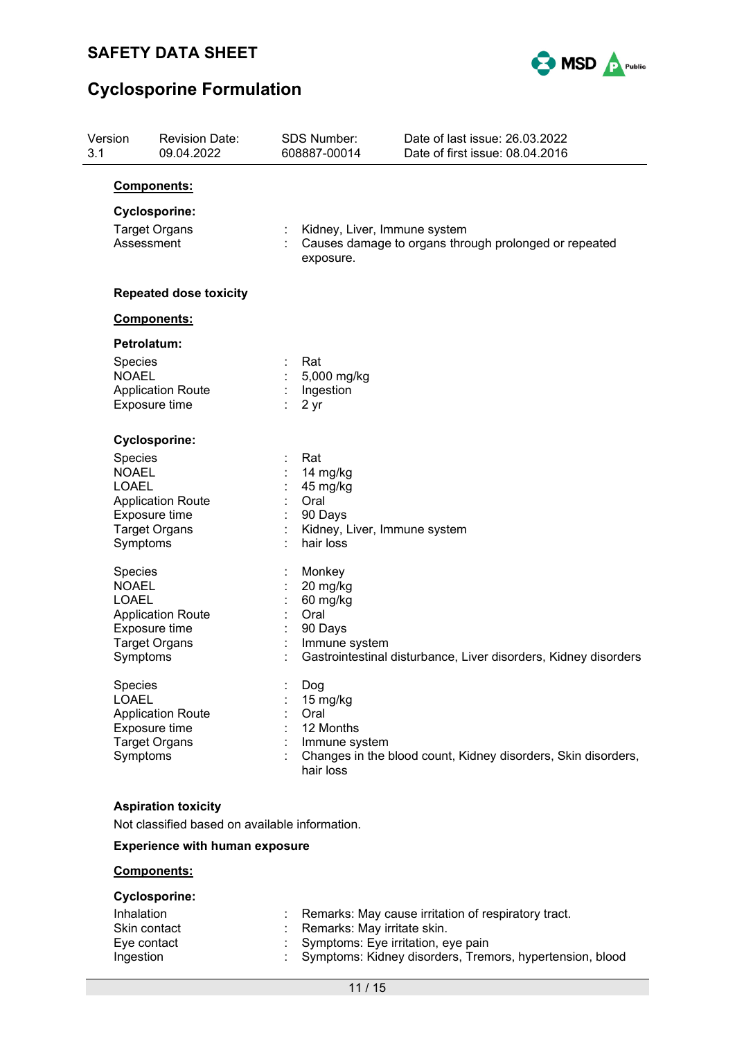**Components:**

**Cyclosporine:**

| | | |
|---|---|---|
| Target Organs | : | Kidney, Liver, Immune system |
| Assessment | : | Causes damage to organs through prolonged or repeated exposure. |

**Repeated dose toxicity**

**Components:**

**Petrolatum:**

| | | |
|---|---|---|
| Species | : | Rat |
| NOAEL | : | 5,000 mg/kg |
| Application Route | : | Ingestion |
| Exposure time | : | 2 yr |

**Cyclosporine:**

| | | |
|---|---|---|
| Species | : | Rat |
| NOAEL | : | 14 mg/kg |
| LOAEL | : | 45 mg/kg |
| Application Route | : | Oral |
| Exposure time | : | 90 Days |
| Target Organs | : | Kidney, Liver, Immune system |
| Symptoms | : | hair loss |

| | | |
|---|---|---|
| Species | : | Monkey |
| NOAEL | : | 20 mg/kg |
| LOAEL | : | 60 mg/kg |
| Application Route | : | Oral |
| Exposure time | : | 90 Days |
| Target Organs | : | Immune system |
| Symptoms | : | Gastrointestinal disturbance, Liver disorders, Kidney disorders |

| | | |
|---|---|---|
| Species | : | Dog |
| LOAEL | : | 15 mg/kg |
| Application Route | : | Oral |
| Exposure time | : | 12 Months |
| Target Organs | : | Immune system |
| Symptoms | : | Changes in the blood count, Kidney disorders, Skin disorders, hair loss |

**Aspiration toxicity**

Not classified based on available information.

**Experience with human exposure**

**Components:**

**Cyclosporine:**

| | | |
|---|---|---|
| Inhalation | : | Remarks: May cause irritation of respiratory tract. |
| Skin contact | : | Remarks: May irritate skin. |
| Eye contact | : | Symptoms: Eye irritation, eye pain |
| Ingestion | : | Symptoms: Kidney disorders, Tremors, hypertension, blood |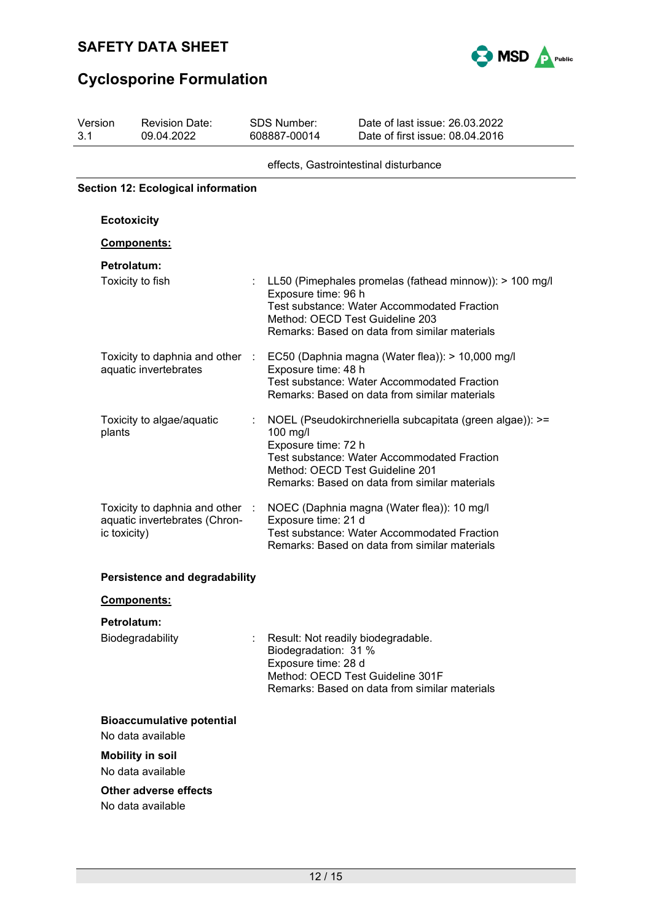effects, Gastrointestinal disturbance

## Section 12: Ecological information

### Ecotoxicity

**Components:**

**Petrolatum:**

| | | |
|---|---|---|
| Toxicity to fish | : | LL50 (Pimephales promelas (fathead minnow)): > 100 mg/l<br>Exposure time: 96 h<br>Test substance: Water Accommodated Fraction<br>Method: OECD Test Guideline 203<br>Remarks: Based on data from similar materials |
| Toxicity to daphnia and other aquatic invertebrates | : | EC50 (Daphnia magna (Water flea)): > 10,000 mg/l<br>Exposure time: 48 h<br>Test substance: Water Accommodated Fraction<br>Remarks: Based on data from similar materials |
| Toxicity to algae/aquatic plants | : | NOEL (Pseudokirchneriella subcapitata (green algae)): >= 100 mg/l<br>Exposure time: 72 h<br>Test substance: Water Accommodated Fraction<br>Method: OECD Test Guideline 201<br>Remarks: Based on data from similar materials |
| Toxicity to daphnia and other aquatic invertebrates (Chronic toxicity) | : | NOEC (Daphnia magna (Water flea)): 10 mg/l<br>Exposure time: 21 d<br>Test substance: Water Accommodated Fraction<br>Remarks: Based on data from similar materials |

### Persistence and degradability

**Components:**

**Petrolatum:**

| | | |
|---|---|---|
| Biodegradability | : | Result: Not readily biodegradable.<br>Biodegradation: 31 %<br>Exposure time: 28 d<br>Method: OECD Test Guideline 301F<br>Remarks: Based on data from similar materials |

### Bioaccumulative potential

No data available

### Mobility in soil

No data available

### Other adverse effects

No data available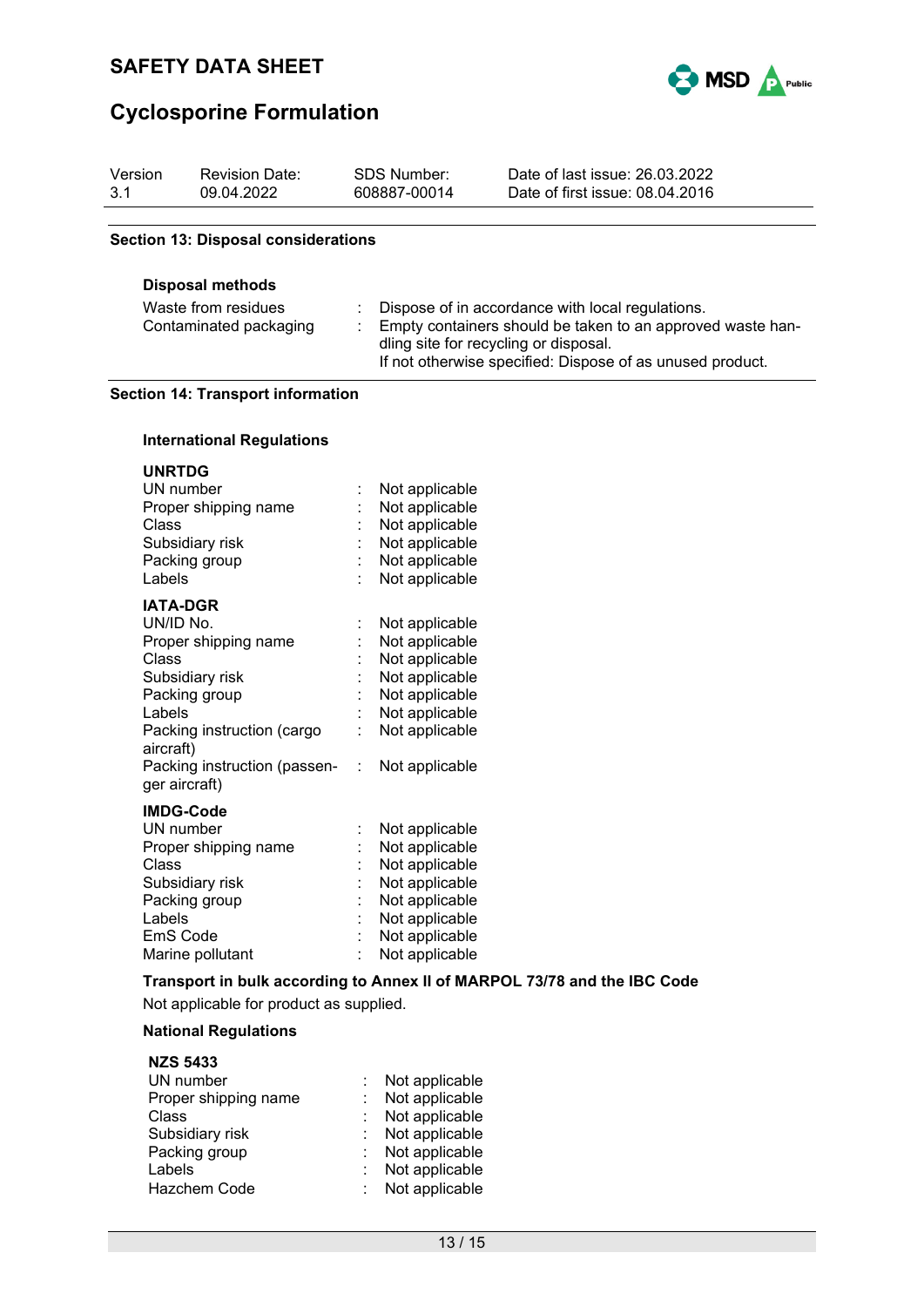## Section 13: Disposal considerations

### Disposal methods

| | |
|---|---|
| Waste from residues | Dispose of in accordance with local regulations. |
| Contaminated packaging | Empty containers should be taken to an approved waste handling site for recycling or disposal.<br>If not otherwise specified: Dispose of as unused product. |

## Section 14: Transport information

### International Regulations

**UNRTDG**

| | |
|---|---|
| UN number | Not applicable |
| Proper shipping name | Not applicable |
| Class | Not applicable |
| Subsidiary risk | Not applicable |
| Packing group | Not applicable |
| Labels | Not applicable |

**IATA-DGR**

| | |
|---|---|
| UN/ID No. | Not applicable |
| Proper shipping name | Not applicable |
| Class | Not applicable |
| Subsidiary risk | Not applicable |
| Packing group | Not applicable |
| Labels | Not applicable |
| Packing instruction (cargo aircraft) | Not applicable |
| Packing instruction (passenger aircraft) | Not applicable |

**IMDG-Code**

| | |
|---|---|
| UN number | Not applicable |
| Proper shipping name | Not applicable |
| Class | Not applicable |
| Subsidiary risk | Not applicable |
| Packing group | Not applicable |
| Labels | Not applicable |
| EmS Code | Not applicable |
| Marine pollutant | Not applicable |

**Transport in bulk according to Annex II of MARPOL 73/78 and the IBC Code**

Not applicable for product as supplied.

### National Regulations

**NZS 5433**

| | |
|---|---|
| UN number | Not applicable |
| Proper shipping name | Not applicable |
| Class | Not applicable |
| Subsidiary risk | Not applicable |
| Packing group | Not applicable |
| Labels | Not applicable |
| Hazchem Code | Not applicable |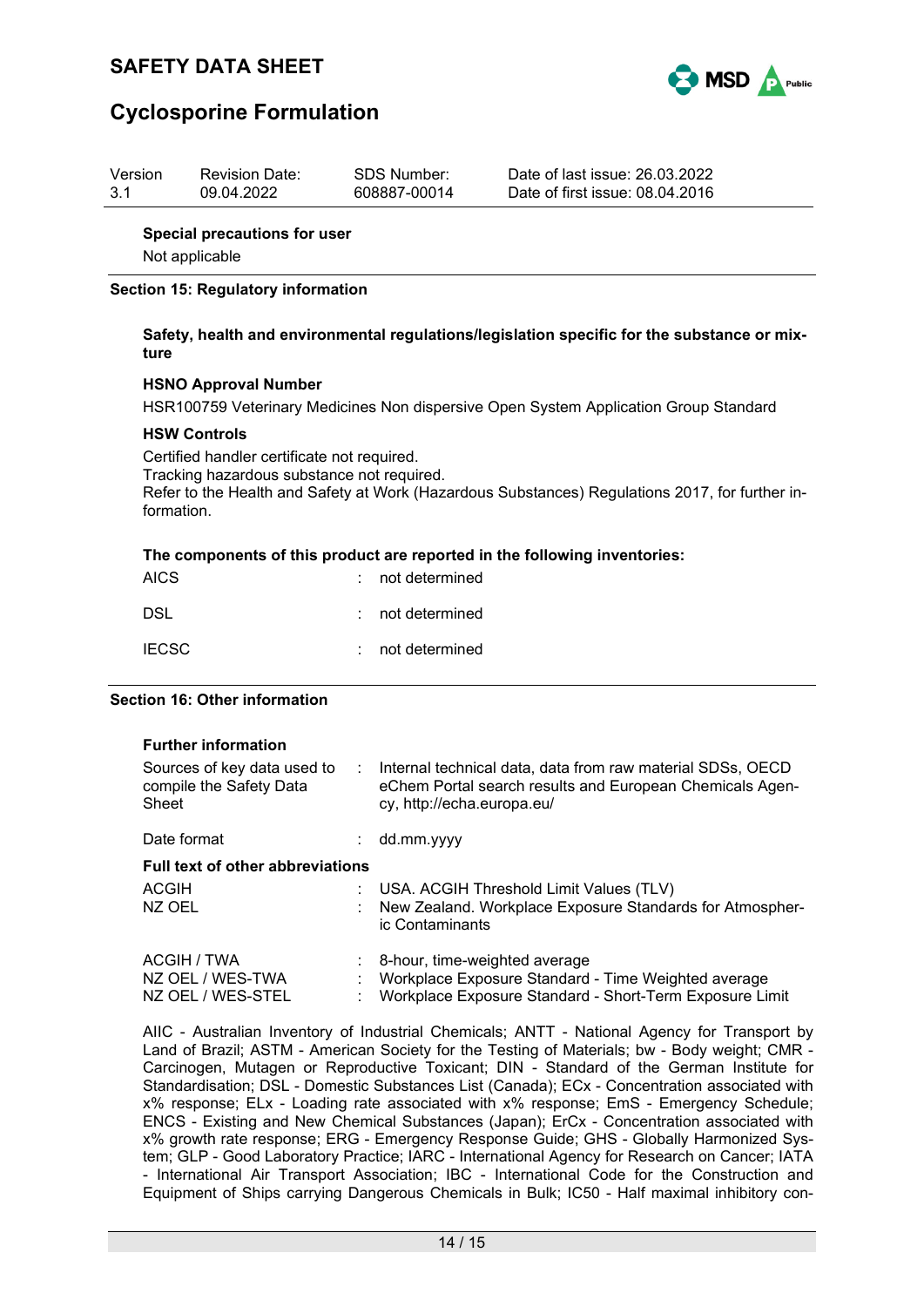**Special precautions for user**

Not applicable

## Section 15: Regulatory information

**Safety, health and environmental regulations/legislation specific for the substance or mixture**

**HSNO Approval Number**

HSR100759 Veterinary Medicines Non dispersive Open System Application Group Standard

**HSW Controls**

Certified handler certificate not required.
Tracking hazardous substance not required.
Refer to the Health and Safety at Work (Hazardous Substances) Regulations 2017, for further information.

**The components of this product are reported in the following inventories:**

| | | |
|---|---|---|
| AICS | : | not determined |
| DSL | : | not determined |
| IECSC | : | not determined |

## Section 16: Other information

**Further information**

| | | |
|---|---|---|
| Sources of key data used to compile the Safety Data Sheet | : | Internal technical data, data from raw material SDSs, OECD eChem Portal search results and European Chemicals Agency, http://echa.europa.eu/ |
| Date format | : | dd.mm.yyyy |

**Full text of other abbreviations**

| | | |
|---|---|---|
| ACGIH | : | USA. ACGIH Threshold Limit Values (TLV) |
| NZ OEL | : | New Zealand. Workplace Exposure Standards for Atmospheric Contaminants |
| ACGIH / TWA | : | 8-hour, time-weighted average |
| NZ OEL / WES-TWA | : | Workplace Exposure Standard - Time Weighted average |
| NZ OEL / WES-STEL | : | Workplace Exposure Standard - Short-Term Exposure Limit |

AIIC - Australian Inventory of Industrial Chemicals; ANTT - National Agency for Transport by Land of Brazil; ASTM - American Society for the Testing of Materials; bw - Body weight; CMR - Carcinogen, Mutagen or Reproductive Toxicant; DIN - Standard of the German Institute for Standardisation; DSL - Domestic Substances List (Canada); ECx - Concentration associated with x% response; ELx - Loading rate associated with x% response; EmS - Emergency Schedule; ENCS - Existing and New Chemical Substances (Japan); ErCx - Concentration associated with x% growth rate response; ERG - Emergency Response Guide; GHS - Globally Harmonized System; GLP - Good Laboratory Practice; IARC - International Agency for Research on Cancer; IATA - International Air Transport Association; IBC - International Code for the Construction and Equipment of Ships carrying Dangerous Chemicals in Bulk; IC50 - Half maximal inhibitory con-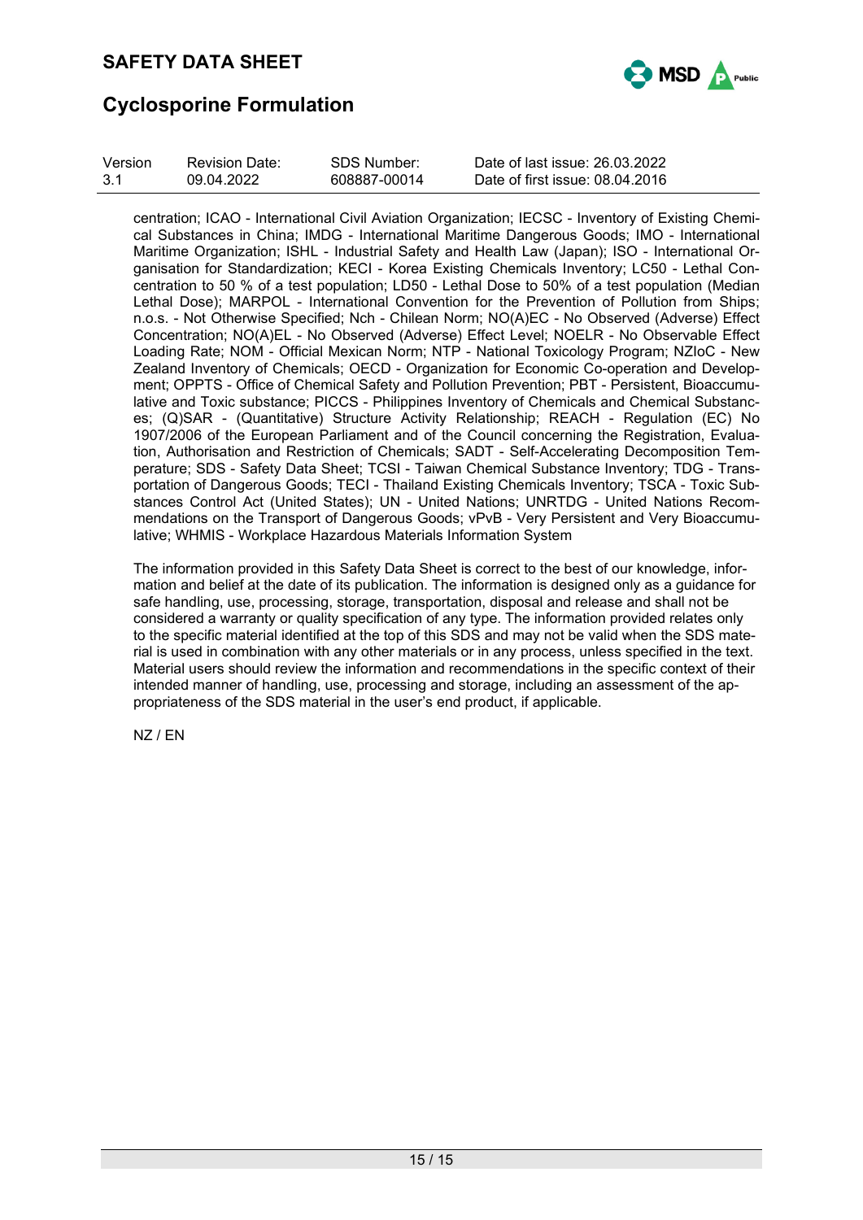centration; ICAO - International Civil Aviation Organization; IECSC - Inventory of Existing Chemical Substances in China; IMDG - International Maritime Dangerous Goods; IMO - International Maritime Organization; ISHL - Industrial Safety and Health Law (Japan); ISO - International Organisation for Standardization; KECI - Korea Existing Chemicals Inventory; LC50 - Lethal Concentration to 50 % of a test population; LD50 - Lethal Dose to 50% of a test population (Median Lethal Dose); MARPOL - International Convention for the Prevention of Pollution from Ships; n.o.s. - Not Otherwise Specified; Nch - Chilean Norm; NO(A)EC - No Observed (Adverse) Effect Concentration; NO(A)EL - No Observed (Adverse) Effect Level; NOELR - No Observable Effect Loading Rate; NOM - Official Mexican Norm; NTP - National Toxicology Program; NZIoC - New Zealand Inventory of Chemicals; OECD - Organization for Economic Co-operation and Development; OPPTS - Office of Chemical Safety and Pollution Prevention; PBT - Persistent, Bioaccumulative and Toxic substance; PICCS - Philippines Inventory of Chemicals and Chemical Substances; (Q)SAR - (Quantitative) Structure Activity Relationship; REACH - Regulation (EC) No 1907/2006 of the European Parliament and of the Council concerning the Registration, Evaluation, Authorisation and Restriction of Chemicals; SADT - Self-Accelerating Decomposition Temperature; SDS - Safety Data Sheet; TCSI - Taiwan Chemical Substance Inventory; TDG - Transportation of Dangerous Goods; TECI - Thailand Existing Chemicals Inventory; TSCA - Toxic Substances Control Act (United States); UN - United Nations; UNRTDG - United Nations Recommendations on the Transport of Dangerous Goods; vPvB - Very Persistent and Very Bioaccumulative; WHMIS - Workplace Hazardous Materials Information System

The information provided in this Safety Data Sheet is correct to the best of our knowledge, information and belief at the date of its publication. The information is designed only as a guidance for safe handling, use, processing, storage, transportation, disposal and release and shall not be considered a warranty or quality specification of any type. The information provided relates only to the specific material identified at the top of this SDS and may not be valid when the SDS material is used in combination with any other materials or in any process, unless specified in the text. Material users should review the information and recommendations in the specific context of their intended manner of handling, use, processing and storage, including an assessment of the appropriateness of the SDS material in the user's end product, if applicable.

NZ / EN